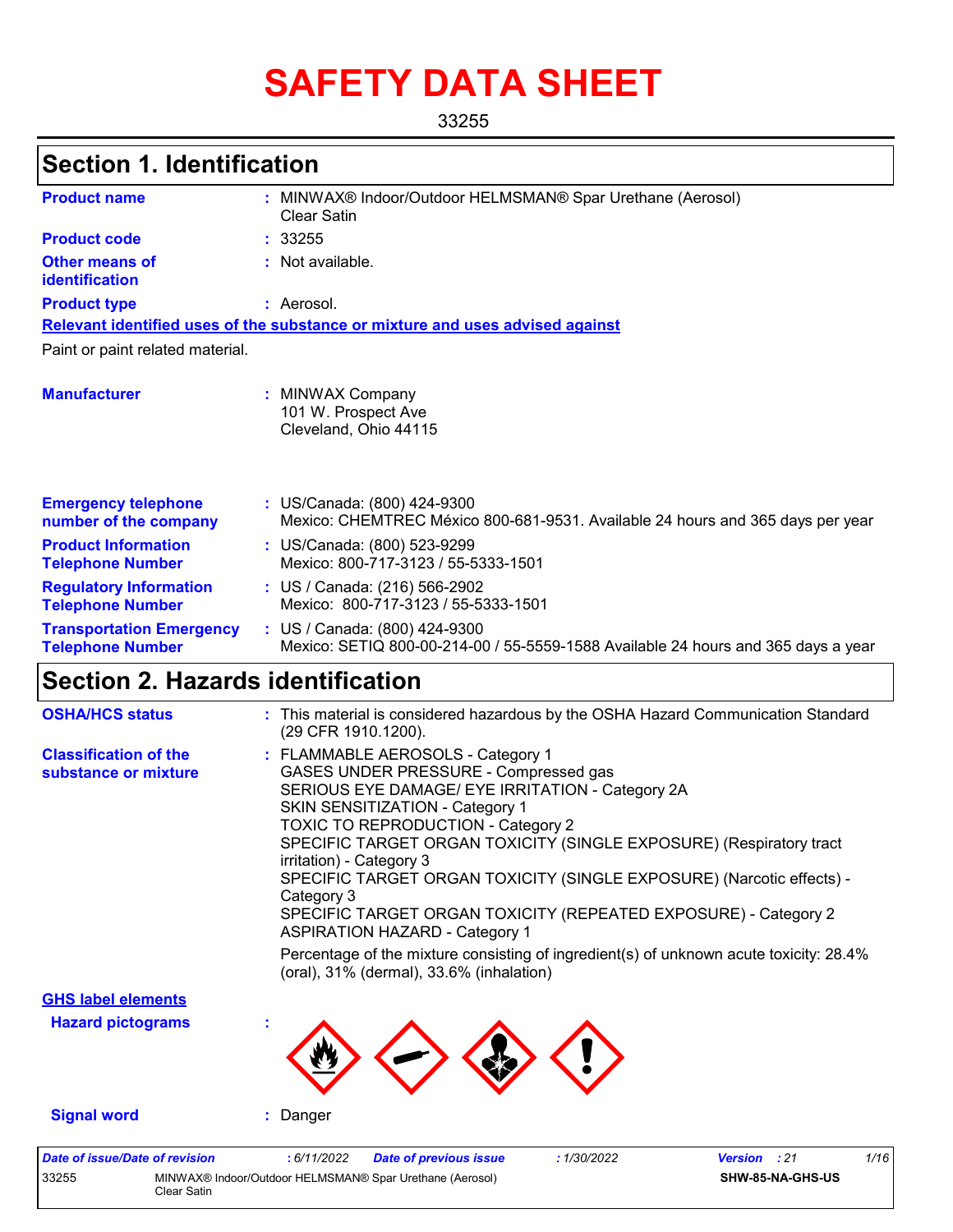# SAFETY DATA SHEET

33255

## Section 1. Identification

**Product name** : MINWAX® Indoor/Outdoor HELMSMAN® Spar Urethane (Aerosol) Clear Satin

**Product code** : 33255

**Other means of identification** : Not available.

**Product type** : Aerosol.

**Relevant identified uses of the substance or mixture and uses advised against**

Paint or paint related material.

**Manufacturer** : MINWAX Company
101 W. Prospect Ave
Cleveland, Ohio 44115

**Emergency telephone number of the company** : US/Canada: (800) 424-9300
Mexico: CHEMTREC México 800-681-9531. Available 24 hours and 365 days per year

**Product Information Telephone Number** : US/Canada: (800) 523-9299
Mexico: 800-717-3123 / 55-5333-1501

**Regulatory Information Telephone Number** : US / Canada: (216) 566-2902
Mexico: 800-717-3123 / 55-5333-1501

**Transportation Emergency Telephone Number** : US / Canada: (800) 424-9300
Mexico: SETIQ 800-00-214-00 / 55-5559-1588 Available 24 hours and 365 days a year

## Section 2. Hazards identification

**OSHA/HCS status** : This material is considered hazardous by the OSHA Hazard Communication Standard (29 CFR 1910.1200).

**Classification of the substance or mixture** : FLAMMABLE AEROSOLS - Category 1
GASES UNDER PRESSURE - Compressed gas
SERIOUS EYE DAMAGE/ EYE IRRITATION - Category 2A
SKIN SENSITIZATION - Category 1
TOXIC TO REPRODUCTION - Category 2
SPECIFIC TARGET ORGAN TOXICITY (SINGLE EXPOSURE) (Respiratory tract irritation) - Category 3
SPECIFIC TARGET ORGAN TOXICITY (SINGLE EXPOSURE) (Narcotic effects) - Category 3
SPECIFIC TARGET ORGAN TOXICITY (REPEATED EXPOSURE) - Category 2
ASPIRATION HAZARD - Category 1

Percentage of the mixture consisting of ingredient(s) of unknown acute toxicity: 28.4% (oral), 31% (dermal), 33.6% (inhalation)

**GHS label elements**

**Hazard pictograms** :

**Signal word** : Danger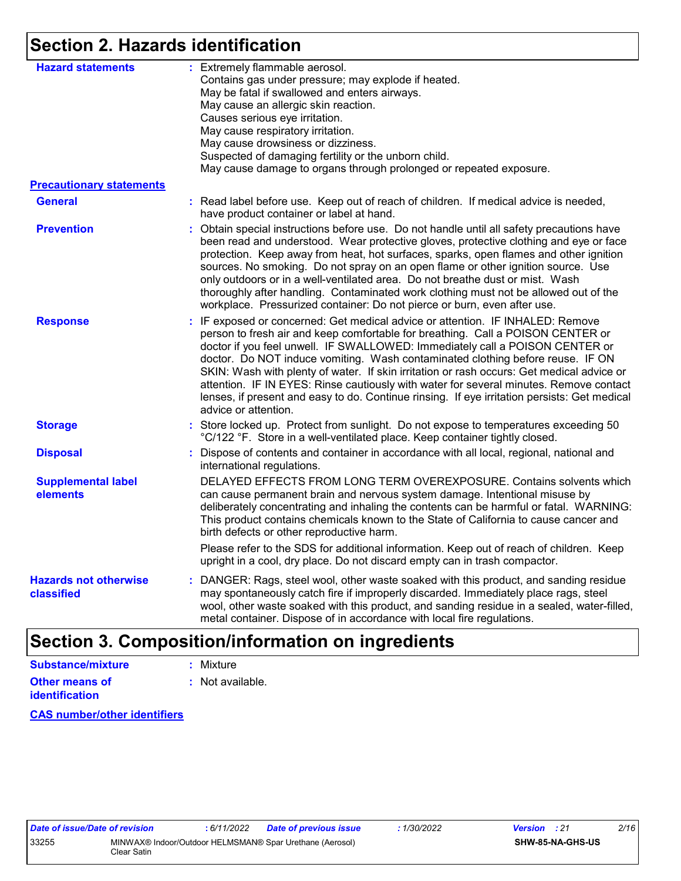# Section 2. Hazards identification

**Hazard statements** : Extremely flammable aerosol.
Contains gas under pressure; may explode if heated.
May be fatal if swallowed and enters airways.
May cause an allergic skin reaction.
Causes serious eye irritation.
May cause respiratory irritation.
May cause drowsiness or dizziness.
Suspected of damaging fertility or the unborn child.
May cause damage to organs through prolonged or repeated exposure.

**Precautionary statements**

**General** : Read label before use. Keep out of reach of children. If medical advice is needed, have product container or label at hand.

**Prevention** : Obtain special instructions before use. Do not handle until all safety precautions have been read and understood. Wear protective gloves, protective clothing and eye or face protection. Keep away from heat, hot surfaces, sparks, open flames and other ignition sources. No smoking. Do not spray on an open flame or other ignition source. Use only outdoors or in a well-ventilated area. Do not breathe dust or mist. Wash thoroughly after handling. Contaminated work clothing must not be allowed out of the workplace. Pressurized container: Do not pierce or burn, even after use.

**Response** : IF exposed or concerned: Get medical advice or attention. IF INHALED: Remove person to fresh air and keep comfortable for breathing. Call a POISON CENTER or doctor if you feel unwell. IF SWALLOWED: Immediately call a POISON CENTER or doctor. Do NOT induce vomiting. Wash contaminated clothing before reuse. IF ON SKIN: Wash with plenty of water. If skin irritation or rash occurs: Get medical advice or attention. IF IN EYES: Rinse cautiously with water for several minutes. Remove contact lenses, if present and easy to do. Continue rinsing. If eye irritation persists: Get medical advice or attention.

**Storage** : Store locked up. Protect from sunlight. Do not expose to temperatures exceeding 50 °C/122 °F. Store in a well-ventilated place. Keep container tightly closed.

**Disposal** : Dispose of contents and container in accordance with all local, regional, national and international regulations.

**Supplemental label elements** DELAYED EFFECTS FROM LONG TERM OVEREXPOSURE. Contains solvents which can cause permanent brain and nervous system damage. Intentional misuse by deliberately concentrating and inhaling the contents can be harmful or fatal. WARNING: This product contains chemicals known to the State of California to cause cancer and birth defects or other reproductive harm.

Please refer to the SDS for additional information. Keep out of reach of children. Keep upright in a cool, dry place. Do not discard empty can in trash compactor.

**Hazards not otherwise classified** : DANGER: Rags, steel wool, other waste soaked with this product, and sanding residue may spontaneously catch fire if improperly discarded. Immediately place rags, steel wool, other waste soaked with this product, and sanding residue in a sealed, water-filled, metal container. Dispose of in accordance with local fire regulations.

# Section 3. Composition/information on ingredients

**Substance/mixture** : Mixture

**Other means of identification** : Not available.

**CAS number/other identifiers**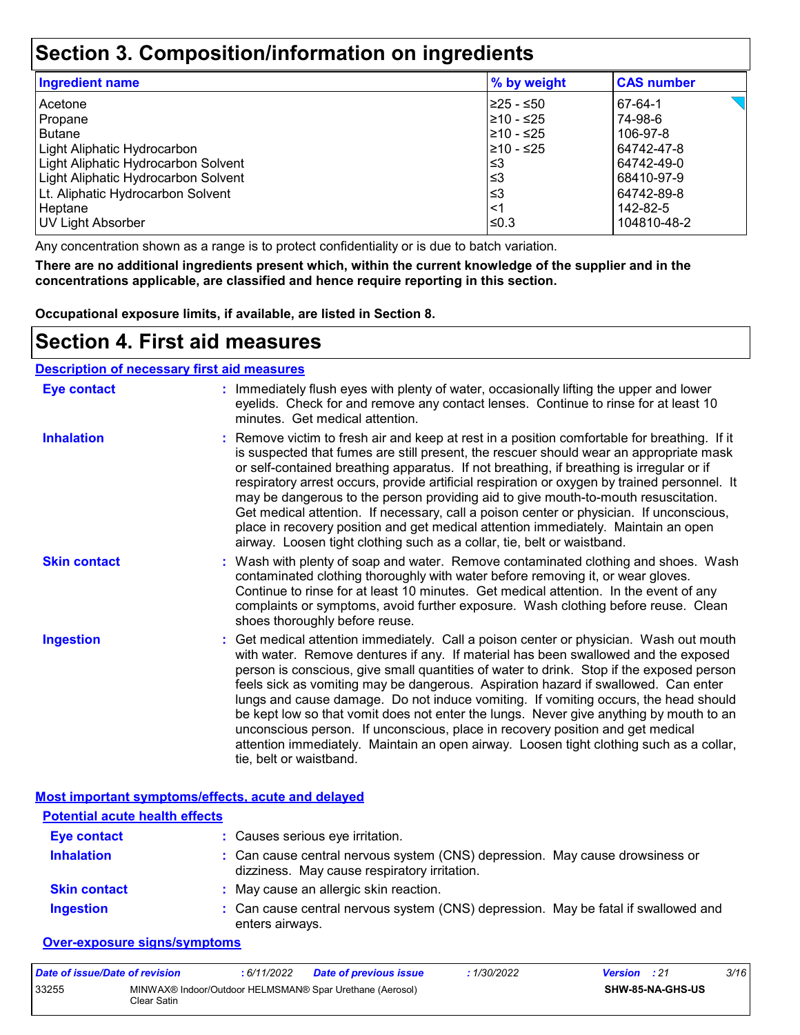# Section 3. Composition/information on ingredients

| Ingredient name | % by weight | CAS number |
|---|---|---|
| Acetone | ≥25 - ≤50 | 67-64-1 |
| Propane | ≥10 - ≤25 | 74-98-6 |
| Butane | ≥10 - ≤25 | 106-97-8 |
| Light Aliphatic Hydrocarbon | ≥10 - ≤25 | 64742-47-8 |
| Light Aliphatic Hydrocarbon Solvent | ≤3 | 64742-49-0 |
| Light Aliphatic Hydrocarbon Solvent | ≤3 | 68410-97-9 |
| Lt. Aliphatic Hydrocarbon Solvent | ≤3 | 64742-89-8 |
| Heptane | <1 | 142-82-5 |
| UV Light Absorber | ≤0.3 | 104810-48-2 |

Any concentration shown as a range is to protect confidentiality or is due to batch variation.

**There are no additional ingredients present which, within the current knowledge of the supplier and in the concentrations applicable, are classified and hence require reporting in this section.**

**Occupational exposure limits, if available, are listed in Section 8.**

# Section 4. First aid measures

## Description of necessary first aid measures

**Eye contact** : Immediately flush eyes with plenty of water, occasionally lifting the upper and lower eyelids. Check for and remove any contact lenses. Continue to rinse for at least 10 minutes. Get medical attention.

**Inhalation** : Remove victim to fresh air and keep at rest in a position comfortable for breathing. If it is suspected that fumes are still present, the rescuer should wear an appropriate mask or self-contained breathing apparatus. If not breathing, if breathing is irregular or if respiratory arrest occurs, provide artificial respiration or oxygen by trained personnel. It may be dangerous to the person providing aid to give mouth-to-mouth resuscitation. Get medical attention. If necessary, call a poison center or physician. If unconscious, place in recovery position and get medical attention immediately. Maintain an open airway. Loosen tight clothing such as a collar, tie, belt or waistband.

**Skin contact** : Wash with plenty of soap and water. Remove contaminated clothing and shoes. Wash contaminated clothing thoroughly with water before removing it, or wear gloves. Continue to rinse for at least 10 minutes. Get medical attention. In the event of any complaints or symptoms, avoid further exposure. Wash clothing before reuse. Clean shoes thoroughly before reuse.

**Ingestion** : Get medical attention immediately. Call a poison center or physician. Wash out mouth with water. Remove dentures if any. If material has been swallowed and the exposed person is conscious, give small quantities of water to drink. Stop if the exposed person feels sick as vomiting may be dangerous. Aspiration hazard if swallowed. Can enter lungs and cause damage. Do not induce vomiting. If vomiting occurs, the head should be kept low so that vomit does not enter the lungs. Never give anything by mouth to an unconscious person. If unconscious, place in recovery position and get medical attention immediately. Maintain an open airway. Loosen tight clothing such as a collar, tie, belt or waistband.

## Most important symptoms/effects, acute and delayed

### Potential acute health effects

**Eye contact** : Causes serious eye irritation.

**Inhalation** : Can cause central nervous system (CNS) depression. May cause drowsiness or dizziness. May cause respiratory irritation.

**Skin contact** : May cause an allergic skin reaction.

**Ingestion** : Can cause central nervous system (CNS) depression. May be fatal if swallowed and enters airways.

### Over-exposure signs/symptoms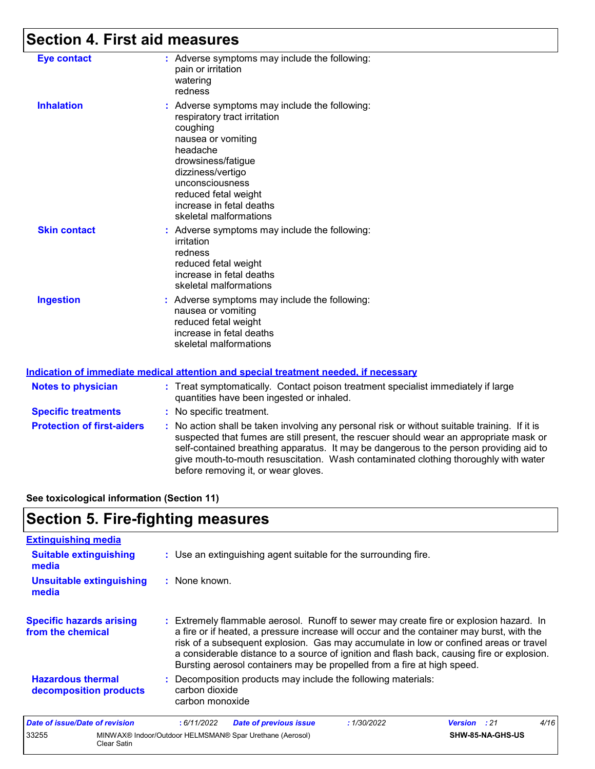## Section 4. First aid measures

**Eye contact** : Adverse symptoms may include the following:
pain or irritation
watering
redness

**Inhalation** : Adverse symptoms may include the following:
respiratory tract irritation
coughing
nausea or vomiting
headache
drowsiness/fatigue
dizziness/vertigo
unconsciousness
reduced fetal weight
increase in fetal deaths
skeletal malformations

**Skin contact** : Adverse symptoms may include the following:
irritation
redness
reduced fetal weight
increase in fetal deaths
skeletal malformations

**Ingestion** : Adverse symptoms may include the following:
nausea or vomiting
reduced fetal weight
increase in fetal deaths
skeletal malformations

### Indication of immediate medical attention and special treatment needed, if necessary

**Notes to physician** : Treat symptomatically. Contact poison treatment specialist immediately if large quantities have been ingested or inhaled.

**Specific treatments** : No specific treatment.

**Protection of first-aiders** : No action shall be taken involving any personal risk or without suitable training. If it is suspected that fumes are still present, the rescuer should wear an appropriate mask or self-contained breathing apparatus. It may be dangerous to the person providing aid to give mouth-to-mouth resuscitation. Wash contaminated clothing thoroughly with water before removing it, or wear gloves.

**See toxicological information (Section 11)**

## Section 5. Fire-fighting measures

### Extinguishing media

**Suitable extinguishing media** : Use an extinguishing agent suitable for the surrounding fire.

**Unsuitable extinguishing media** : None known.

**Specific hazards arising from the chemical** : Extremely flammable aerosol. Runoff to sewer may create fire or explosion hazard. In a fire or if heated, a pressure increase will occur and the container may burst, with the risk of a subsequent explosion. Gas may accumulate in low or confined areas or travel a considerable distance to a source of ignition and flash back, causing fire or explosion. Bursting aerosol containers may be propelled from a fire at high speed.

**Hazardous thermal decomposition products** : Decomposition products may include the following materials:
carbon dioxide
carbon monoxide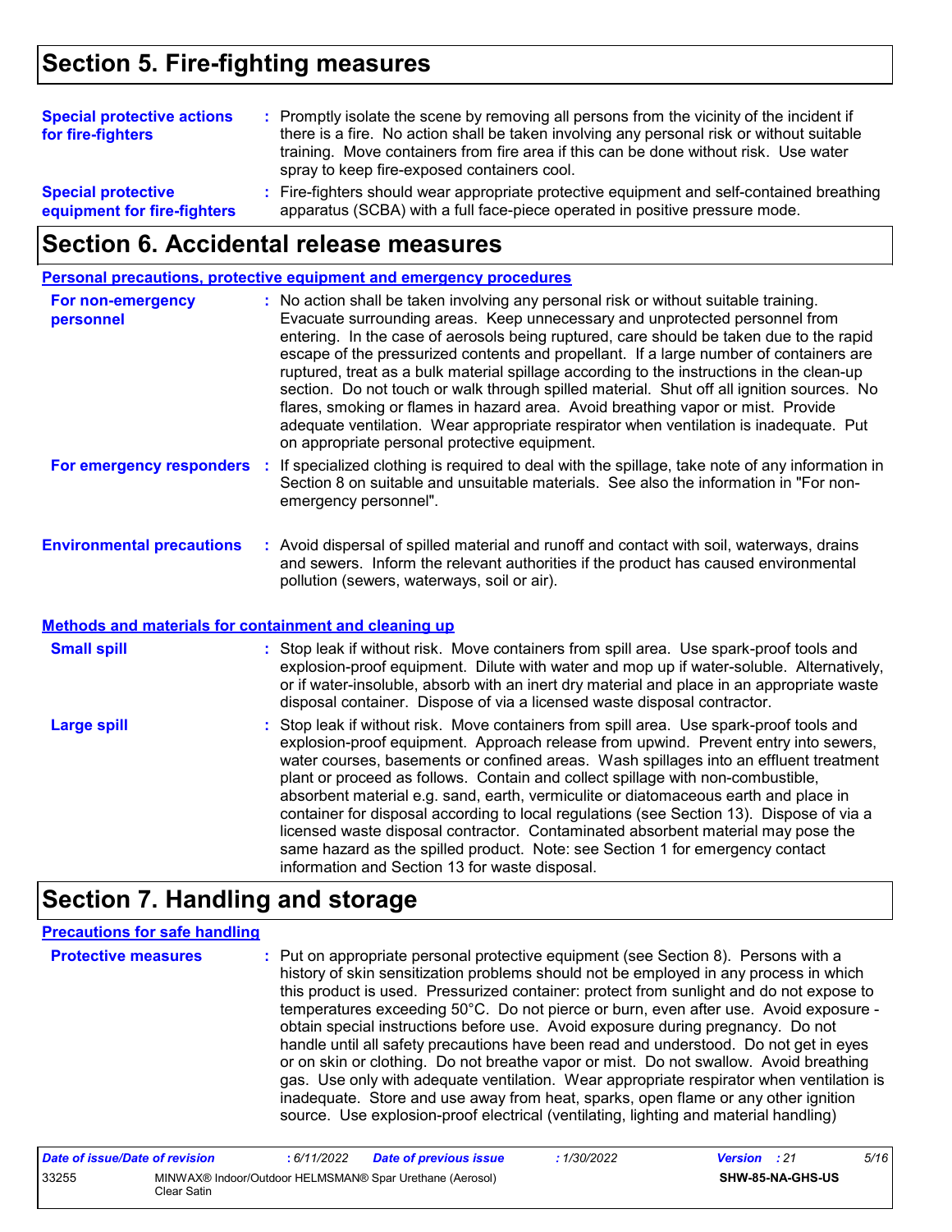## Section 5. Fire-fighting measures

**Special protective actions for fire-fighters** : Promptly isolate the scene by removing all persons from the vicinity of the incident if there is a fire. No action shall be taken involving any personal risk or without suitable training. Move containers from fire area if this can be done without risk. Use water spray to keep fire-exposed containers cool.

**Special protective equipment for fire-fighters** : Fire-fighters should wear appropriate protective equipment and self-contained breathing apparatus (SCBA) with a full face-piece operated in positive pressure mode.

## Section 6. Accidental release measures

### Personal precautions, protective equipment and emergency procedures

**For non-emergency personnel** : No action shall be taken involving any personal risk or without suitable training. Evacuate surrounding areas. Keep unnecessary and unprotected personnel from entering. In the case of aerosols being ruptured, care should be taken due to the rapid escape of the pressurized contents and propellant. If a large number of containers are ruptured, treat as a bulk material spillage according to the instructions in the clean-up section. Do not touch or walk through spilled material. Shut off all ignition sources. No flares, smoking or flames in hazard area. Avoid breathing vapor or mist. Provide adequate ventilation. Wear appropriate respirator when ventilation is inadequate. Put on appropriate personal protective equipment.

**For emergency responders** : If specialized clothing is required to deal with the spillage, take note of any information in Section 8 on suitable and unsuitable materials. See also the information in "For non-emergency personnel".

**Environmental precautions** : Avoid dispersal of spilled material and runoff and contact with soil, waterways, drains and sewers. Inform the relevant authorities if the product has caused environmental pollution (sewers, waterways, soil or air).

### Methods and materials for containment and cleaning up

**Small spill** : Stop leak if without risk. Move containers from spill area. Use spark-proof tools and explosion-proof equipment. Dilute with water and mop up if water-soluble. Alternatively, or if water-insoluble, absorb with an inert dry material and place in an appropriate waste disposal container. Dispose of via a licensed waste disposal contractor.

**Large spill** : Stop leak if without risk. Move containers from spill area. Use spark-proof tools and explosion-proof equipment. Approach release from upwind. Prevent entry into sewers, water courses, basements or confined areas. Wash spillages into an effluent treatment plant or proceed as follows. Contain and collect spillage with non-combustible, absorbent material e.g. sand, earth, vermiculite or diatomaceous earth and place in container for disposal according to local regulations (see Section 13). Dispose of via a licensed waste disposal contractor. Contaminated absorbent material may pose the same hazard as the spilled product. Note: see Section 1 for emergency contact information and Section 13 for waste disposal.

## Section 7. Handling and storage

### Precautions for safe handling

**Protective measures** : Put on appropriate personal protective equipment (see Section 8). Persons with a history of skin sensitization problems should not be employed in any process in which this product is used. Pressurized container: protect from sunlight and do not expose to temperatures exceeding 50°C. Do not pierce or burn, even after use. Avoid exposure - obtain special instructions before use. Avoid exposure during pregnancy. Do not handle until all safety precautions have been read and understood. Do not get in eyes or on skin or clothing. Do not breathe vapor or mist. Do not swallow. Avoid breathing gas. Use only with adequate ventilation. Wear appropriate respirator when ventilation is inadequate. Store and use away from heat, sparks, open flame or any other ignition source. Use explosion-proof electrical (ventilating, lighting and material handling)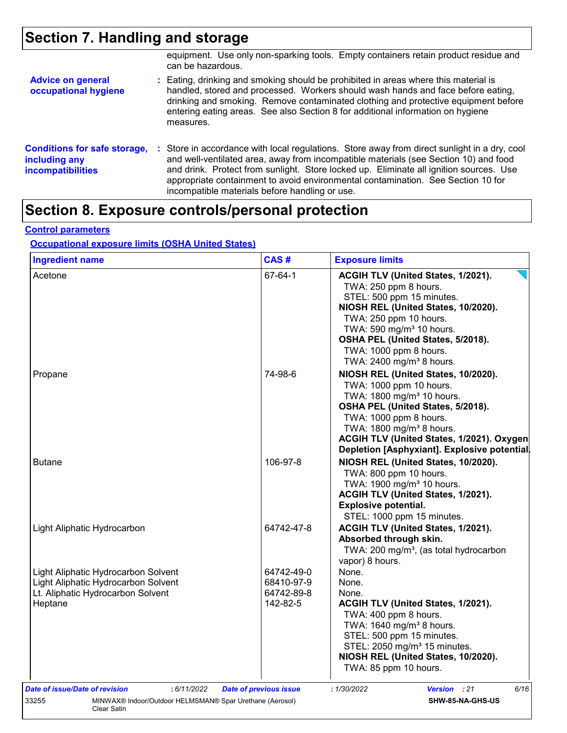## Section 7. Handling and storage

equipment. Use only non-sparking tools. Empty containers retain product residue and can be hazardous.

**Advice on general occupational hygiene** : Eating, drinking and smoking should be prohibited in areas where this material is handled, stored and processed. Workers should wash hands and face before eating, drinking and smoking. Remove contaminated clothing and protective equipment before entering eating areas. See also Section 8 for additional information on hygiene measures.

**Conditions for safe storage, including any incompatibilities** : Store in accordance with local regulations. Store away from direct sunlight in a dry, cool and well-ventilated area, away from incompatible materials (see Section 10) and food and drink. Protect from sunlight. Store locked up. Eliminate all ignition sources. Use appropriate containment to avoid environmental contamination. See Section 10 for incompatible materials before handling or use.

## Section 8. Exposure controls/personal protection

**Control parameters**

**Occupational exposure limits (OSHA United States)**

| Ingredient name | CAS # | Exposure limits |
|---|---|---|
| Acetone | 67-64-1 | **ACGIH TLV (United States, 1/2021).**<br>TWA: 250 ppm 8 hours.<br>STEL: 500 ppm 15 minutes.<br>**NIOSH REL (United States, 10/2020).**<br>TWA: 250 ppm 10 hours.<br>TWA: 590 mg/m³ 10 hours.<br>**OSHA PEL (United States, 5/2018).**<br>TWA: 1000 ppm 8 hours.<br>TWA: 2400 mg/m³ 8 hours. |
| Propane | 74-98-6 | **NIOSH REL (United States, 10/2020).**<br>TWA: 1000 ppm 10 hours.<br>TWA: 1800 mg/m³ 10 hours.<br>**OSHA PEL (United States, 5/2018).**<br>TWA: 1000 ppm 8 hours.<br>TWA: 1800 mg/m³ 8 hours.<br>**ACGIH TLV (United States, 1/2021). Oxygen Depletion [Asphyxiant]. Explosive potential.** |
| Butane | 106-97-8 | **NIOSH REL (United States, 10/2020).**<br>TWA: 800 ppm 10 hours.<br>TWA: 1900 mg/m³ 10 hours.<br>**ACGIH TLV (United States, 1/2021). Explosive potential.**<br>STEL: 1000 ppm 15 minutes. |
| Light Aliphatic Hydrocarbon | 64742-47-8 | **ACGIH TLV (United States, 1/2021). Absorbed through skin.**<br>TWA: 200 mg/m³, (as total hydrocarbon vapor) 8 hours. |
| Light Aliphatic Hydrocarbon Solvent | 64742-49-0 | None. |
| Light Aliphatic Hydrocarbon Solvent | 68410-97-9 | None. |
| Lt. Aliphatic Hydrocarbon Solvent | 64742-89-8 | None. |
| Heptane | 142-82-5 | **ACGIH TLV (United States, 1/2021).**<br>TWA: 400 ppm 8 hours.<br>TWA: 1640 mg/m³ 8 hours.<br>STEL: 500 ppm 15 minutes.<br>STEL: 2050 mg/m³ 15 minutes.<br>**NIOSH REL (United States, 10/2020).**<br>TWA: 85 ppm 10 hours. |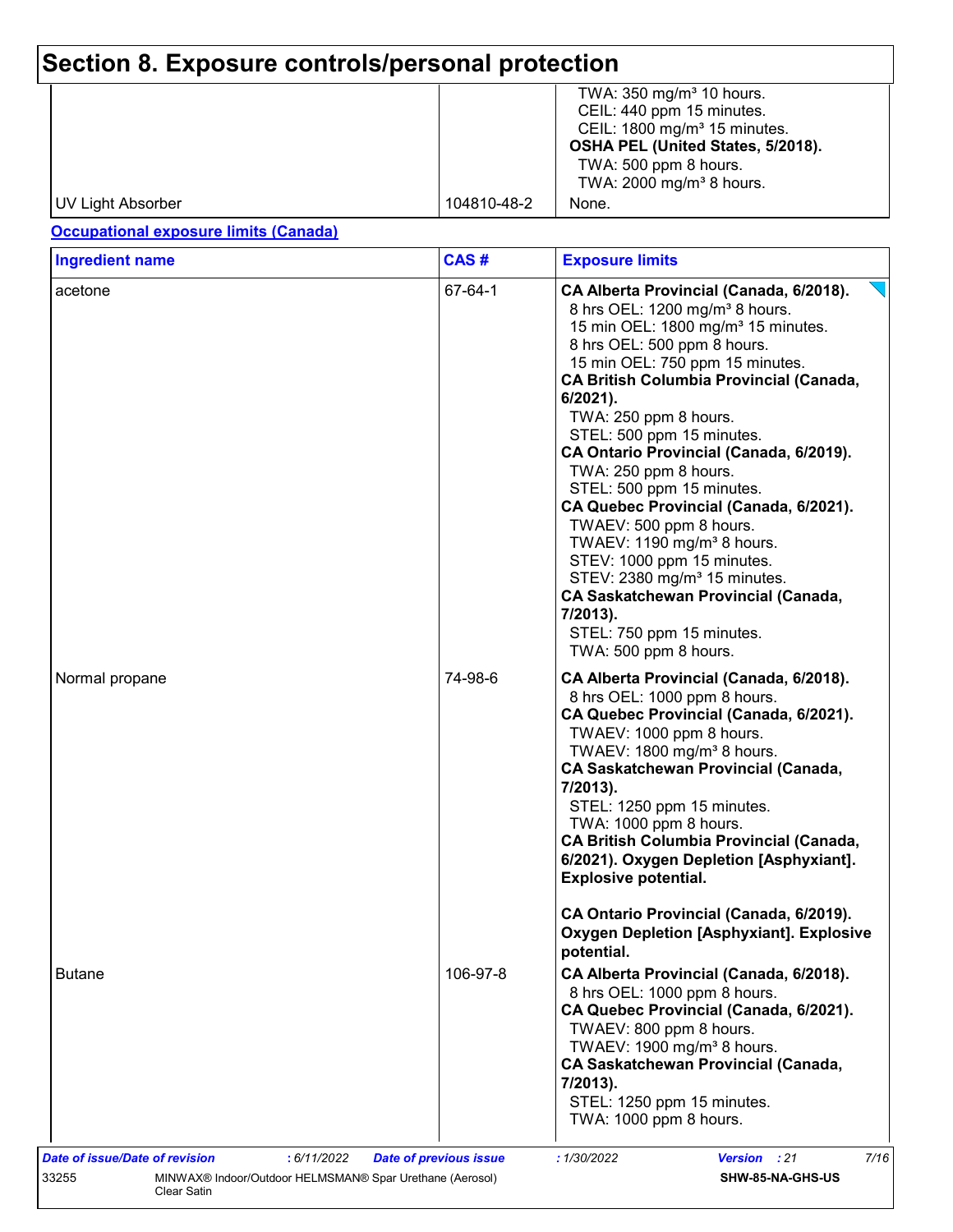## Section 8. Exposure controls/personal protection

| | | |
|---|---|---|
| | | TWA: 350 mg/m³ 10 hours.<br>CEIL: 440 ppm 15 minutes.<br>CEIL: 1800 mg/m³ 15 minutes.<br>**OSHA PEL (United States, 5/2018).**<br>TWA: 500 ppm 8 hours.<br>TWA: 2000 mg/m³ 8 hours. |
| UV Light Absorber | 104810-48-2 | None. |

**Occupational exposure limits (Canada)**

| Ingredient name | CAS # | Exposure limits |
|---|---|---|
| acetone | 67-64-1 | **CA Alberta Provincial (Canada, 6/2018).**<br>8 hrs OEL: 1200 mg/m³ 8 hours.<br>15 min OEL: 1800 mg/m³ 15 minutes.<br>8 hrs OEL: 500 ppm 8 hours.<br>15 min OEL: 750 ppm 15 minutes.<br>**CA British Columbia Provincial (Canada, 6/2021).**<br>TWA: 250 ppm 8 hours.<br>STEL: 500 ppm 15 minutes.<br>**CA Ontario Provincial (Canada, 6/2019).**<br>TWA: 250 ppm 8 hours.<br>STEL: 500 ppm 15 minutes.<br>**CA Quebec Provincial (Canada, 6/2021).**<br>TWAEV: 500 ppm 8 hours.<br>TWAEV: 1190 mg/m³ 8 hours.<br>STEV: 1000 ppm 15 minutes.<br>STEV: 2380 mg/m³ 15 minutes.<br>**CA Saskatchewan Provincial (Canada, 7/2013).**<br>STEL: 750 ppm 15 minutes.<br>TWA: 500 ppm 8 hours. |
| Normal propane | 74-98-6 | **CA Alberta Provincial (Canada, 6/2018).**<br>8 hrs OEL: 1000 ppm 8 hours.<br>**CA Quebec Provincial (Canada, 6/2021).**<br>TWAEV: 1000 ppm 8 hours.<br>TWAEV: 1800 mg/m³ 8 hours.<br>**CA Saskatchewan Provincial (Canada, 7/2013).**<br>STEL: 1250 ppm 15 minutes.<br>TWA: 1000 ppm 8 hours.<br>**CA British Columbia Provincial (Canada, 6/2021). Oxygen Depletion [Asphyxiant]. Explosive potential.**<br><br>**CA Ontario Provincial (Canada, 6/2019). Oxygen Depletion [Asphyxiant]. Explosive potential.** |
| Butane | 106-97-8 | **CA Alberta Provincial (Canada, 6/2018).**<br>8 hrs OEL: 1000 ppm 8 hours.<br>**CA Quebec Provincial (Canada, 6/2021).**<br>TWAEV: 800 ppm 8 hours.<br>TWAEV: 1900 mg/m³ 8 hours.<br>**CA Saskatchewan Provincial (Canada, 7/2013).**<br>STEL: 1250 ppm 15 minutes.<br>TWA: 1000 ppm 8 hours. |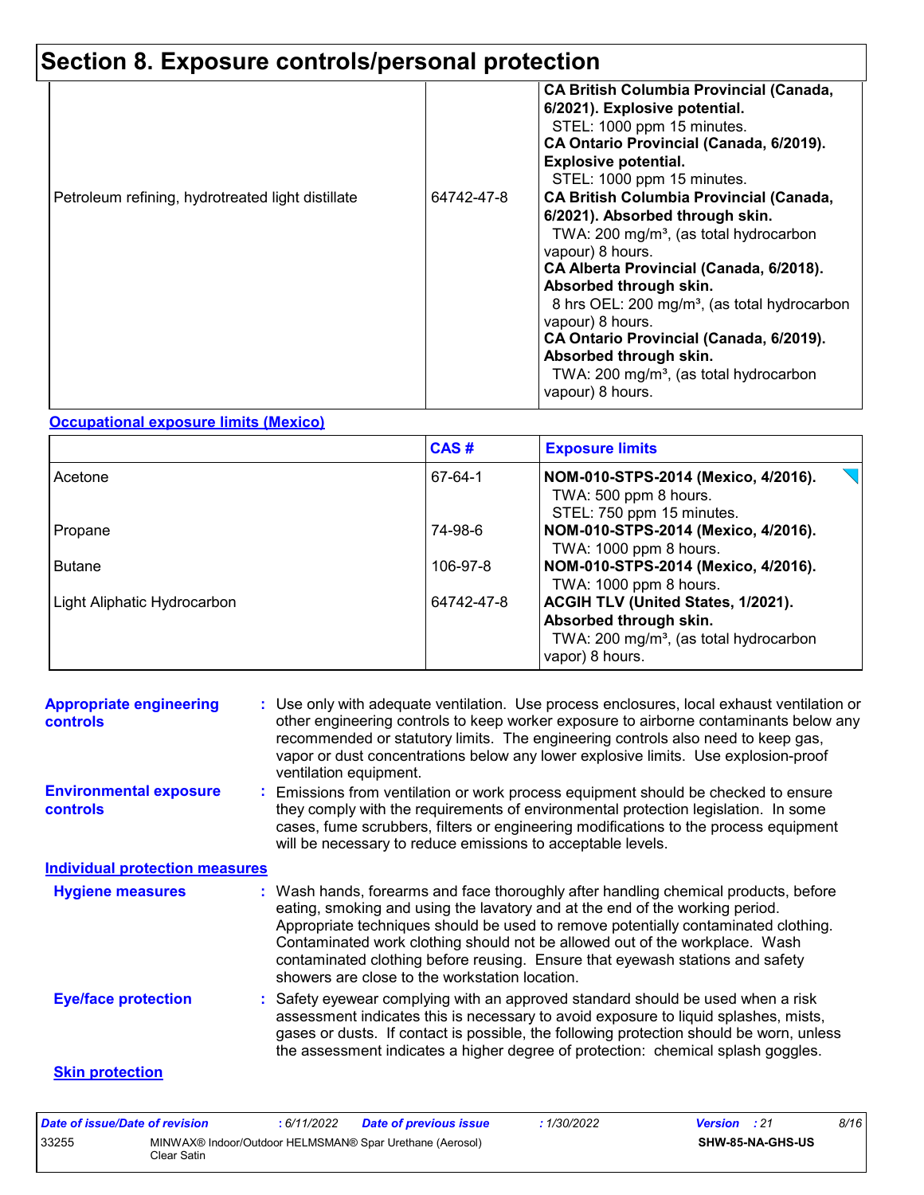## Section 8. Exposure controls/personal protection

| | | |
|---|---|---|
| Petroleum refining, hydrotreated light distillate | 64742-47-8 | **CA British Columbia Provincial (Canada, 6/2021). Explosive potential.**<br>STEL: 1000 ppm 15 minutes.<br>**CA Ontario Provincial (Canada, 6/2019). Explosive potential.**<br>STEL: 1000 ppm 15 minutes.<br>**CA British Columbia Provincial (Canada, 6/2021). Absorbed through skin.**<br>TWA: 200 mg/m³, (as total hydrocarbon vapour) 8 hours.<br>**CA Alberta Provincial (Canada, 6/2018). Absorbed through skin.**<br>8 hrs OEL: 200 mg/m³, (as total hydrocarbon vapour) 8 hours.<br>**CA Ontario Provincial (Canada, 6/2019). Absorbed through skin.**<br>TWA: 200 mg/m³, (as total hydrocarbon vapour) 8 hours. |

**Occupational exposure limits (Mexico)**

| | CAS # | Exposure limits |
|---|---|---|
| Acetone | 67-64-1 | **NOM-010-STPS-2014 (Mexico, 4/2016).**<br>TWA: 500 ppm 8 hours.<br>STEL: 750 ppm 15 minutes. |
| Propane | 74-98-6 | **NOM-010-STPS-2014 (Mexico, 4/2016).**<br>TWA: 1000 ppm 8 hours. |
| Butane | 106-97-8 | **NOM-010-STPS-2014 (Mexico, 4/2016).**<br>TWA: 1000 ppm 8 hours. |
| Light Aliphatic Hydrocarbon | 64742-47-8 | **ACGIH TLV (United States, 1/2021). Absorbed through skin.**<br>TWA: 200 mg/m³, (as total hydrocarbon vapor) 8 hours. |

**Appropriate engineering controls** : Use only with adequate ventilation. Use process enclosures, local exhaust ventilation or other engineering controls to keep worker exposure to airborne contaminants below any recommended or statutory limits. The engineering controls also need to keep gas, vapor or dust concentrations below any lower explosive limits. Use explosion-proof ventilation equipment.

**Environmental exposure controls** : Emissions from ventilation or work process equipment should be checked to ensure they comply with the requirements of environmental protection legislation. In some cases, fume scrubbers, filters or engineering modifications to the process equipment will be necessary to reduce emissions to acceptable levels.

**Individual protection measures**

**Hygiene measures** : Wash hands, forearms and face thoroughly after handling chemical products, before eating, smoking and using the lavatory and at the end of the working period. Appropriate techniques should be used to remove potentially contaminated clothing. Contaminated work clothing should not be allowed out of the workplace. Wash contaminated clothing before reusing. Ensure that eyewash stations and safety showers are close to the workstation location.

**Eye/face protection** : Safety eyewear complying with an approved standard should be used when a risk assessment indicates this is necessary to avoid exposure to liquid splashes, mists, gases or dusts. If contact is possible, the following protection should be worn, unless the assessment indicates a higher degree of protection: chemical splash goggles.

**Skin protection**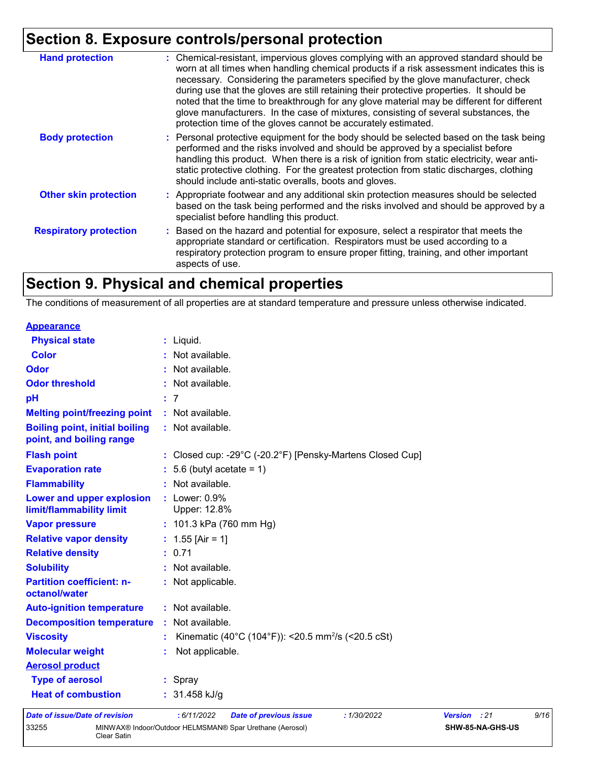## Section 8. Exposure controls/personal protection

| | |
|---|---|
| **Hand protection** | : Chemical-resistant, impervious gloves complying with an approved standard should be worn at all times when handling chemical products if a risk assessment indicates this is necessary. Considering the parameters specified by the glove manufacturer, check during use that the gloves are still retaining their protective properties. It should be noted that the time to breakthrough for any glove material may be different for different glove manufacturers. In the case of mixtures, consisting of several substances, the protection time of the gloves cannot be accurately estimated. |
| **Body protection** | : Personal protective equipment for the body should be selected based on the task being performed and the risks involved and should be approved by a specialist before handling this product. When there is a risk of ignition from static electricity, wear anti-static protective clothing. For the greatest protection from static discharges, clothing should include anti-static overalls, boots and gloves. |
| **Other skin protection** | : Appropriate footwear and any additional skin protection measures should be selected based on the task being performed and the risks involved and should be approved by a specialist before handling this product. |
| **Respiratory protection** | : Based on the hazard and potential for exposure, select a respirator that meets the appropriate standard or certification. Respirators must be used according to a respiratory protection program to ensure proper fitting, training, and other important aspects of use. |

## Section 9. Physical and chemical properties

The conditions of measurement of all properties are at standard temperature and pressure unless otherwise indicated.

| | |
|---|---|
| **Appearance** | |
| **Physical state** | : Liquid. |
| **Color** | : Not available. |
| **Odor** | : Not available. |
| **Odor threshold** | : Not available. |
| **pH** | : 7 |
| **Melting point/freezing point** | : Not available. |
| **Boiling point, initial boiling point, and boiling range** | : Not available. |
| **Flash point** | : Closed cup: -29°C (-20.2°F) [Pensky-Martens Closed Cup] |
| **Evaporation rate** | : 5.6 (butyl acetate = 1) |
| **Flammability** | : Not available. |
| **Lower and upper explosion limit/flammability limit** | : Lower: 0.9%<br>Upper: 12.8% |
| **Vapor pressure** | : 101.3 kPa (760 mm Hg) |
| **Relative vapor density** | : 1.55 [Air = 1] |
| **Relative density** | : 0.71 |
| **Solubility** | : Not available. |
| **Partition coefficient: n-octanol/water** | : Not applicable. |
| **Auto-ignition temperature** | : Not available. |
| **Decomposition temperature** | : Not available. |
| **Viscosity** | : Kinematic (40°C (104°F)): <20.5 $mm^2/s$ (<20.5 cSt) |
| **Molecular weight** | : Not applicable. |
| **Aerosol product** | |
| **Type of aerosol** | : Spray |
| **Heat of combustion** | : 31.458 kJ/g |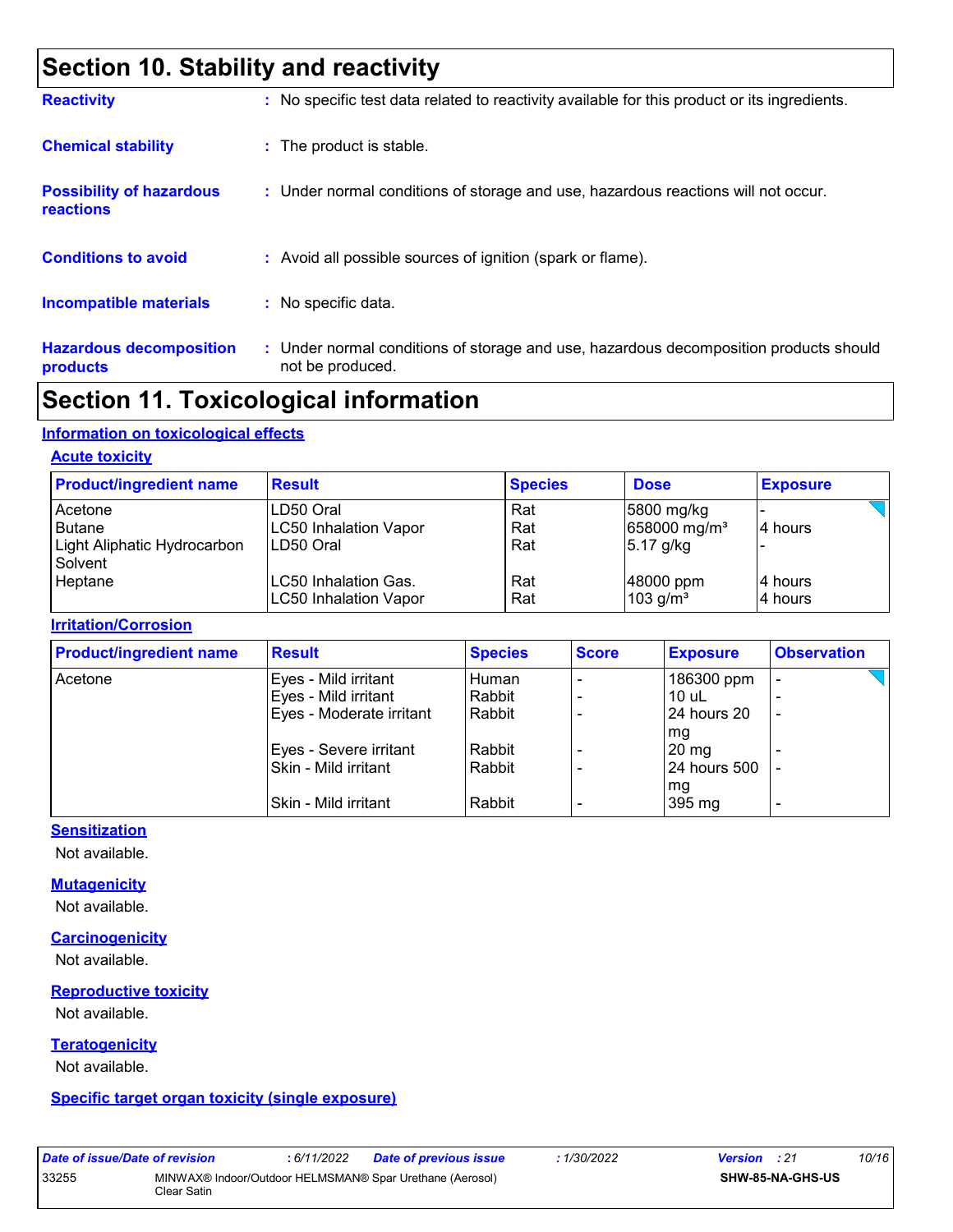# Section 10. Stability and reactivity

**Reactivity** : No specific test data related to reactivity available for this product or its ingredients.

**Chemical stability** : The product is stable.

**Possibility of hazardous reactions** : Under normal conditions of storage and use, hazardous reactions will not occur.

**Conditions to avoid** : Avoid all possible sources of ignition (spark or flame).

**Incompatible materials** : No specific data.

**Hazardous decomposition products** : Under normal conditions of storage and use, hazardous decomposition products should not be produced.

# Section 11. Toxicological information

## Information on toxicological effects

### Acute toxicity

| Product/ingredient name | Result | Species | Dose | Exposure |
|---|---|---|---|---|
| Acetone | LD50 Oral | Rat | 5800 mg/kg | - |
| Butane | LC50 Inhalation Vapor | Rat | 658000 mg/m³ | 4 hours |
| Light Aliphatic Hydrocarbon Solvent | LD50 Oral | Rat | 5.17 g/kg | - |
| Heptane | LC50 Inhalation Gas. | Rat | 48000 ppm | 4 hours |
| | LC50 Inhalation Vapor | Rat | 103 g/m³ | 4 hours |

### Irritation/Corrosion

| Product/ingredient name | Result | Species | Score | Exposure | Observation |
|---|---|---|---|---|---|
| Acetone | Eyes - Mild irritant | Human | - | 186300 ppm | - |
| | Eyes - Mild irritant | Rabbit | - | 10 uL | - |
| | Eyes - Moderate irritant | Rabbit | - | 24 hours 20 mg | - |
| | Eyes - Severe irritant | Rabbit | - | 20 mg | - |
| | Skin - Mild irritant | Rabbit | - | 24 hours 500 mg | - |
| | Skin - Mild irritant | Rabbit | - | 395 mg | - |

### Sensitization

Not available.

### Mutagenicity

Not available.

### Carcinogenicity

Not available.

### Reproductive toxicity

Not available.

### Teratogenicity

Not available.

### Specific target organ toxicity (single exposure)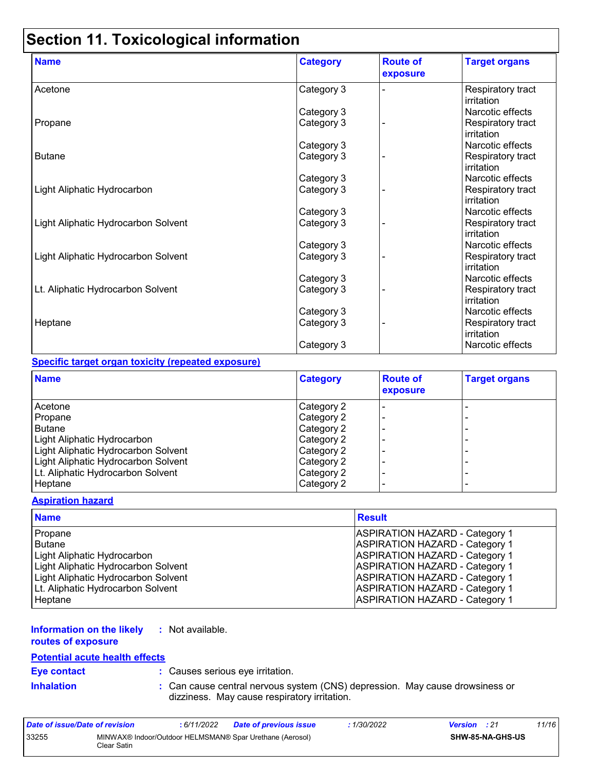# Section 11. Toxicological information

| Name | Category | Route of exposure | Target organs |
|---|---|---|---|
| Acetone | Category 3 | - | Respiratory tract irritation |
| | Category 3 | | Narcotic effects |
| Propane | Category 3 | - | Respiratory tract irritation |
| | Category 3 | | Narcotic effects |
| Butane | Category 3 | - | Respiratory tract irritation |
| | Category 3 | | Narcotic effects |
| Light Aliphatic Hydrocarbon | Category 3 | - | Respiratory tract irritation |
| | Category 3 | | Narcotic effects |
| Light Aliphatic Hydrocarbon Solvent | Category 3 | - | Respiratory tract irritation |
| | Category 3 | | Narcotic effects |
| Light Aliphatic Hydrocarbon Solvent | Category 3 | - | Respiratory tract irritation |
| | Category 3 | | Narcotic effects |
| Lt. Aliphatic Hydrocarbon Solvent | Category 3 | - | Respiratory tract irritation |
| | Category 3 | | Narcotic effects |
| Heptane | Category 3 | - | Respiratory tract irritation |
| | Category 3 | | Narcotic effects |

**Specific target organ toxicity (repeated exposure)**

| Name | Category | Route of exposure | Target organs |
|---|---|---|---|
| Acetone | Category 2 | - | - |
| Propane | Category 2 | - | - |
| Butane | Category 2 | - | - |
| Light Aliphatic Hydrocarbon | Category 2 | - | - |
| Light Aliphatic Hydrocarbon Solvent | Category 2 | - | - |
| Light Aliphatic Hydrocarbon Solvent | Category 2 | - | - |
| Lt. Aliphatic Hydrocarbon Solvent | Category 2 | - | - |
| Heptane | Category 2 | - | - |

**Aspiration hazard**

| Name | Result |
|---|---|
| Propane | ASPIRATION HAZARD - Category 1 |
| Butane | ASPIRATION HAZARD - Category 1 |
| Light Aliphatic Hydrocarbon | ASPIRATION HAZARD - Category 1 |
| Light Aliphatic Hydrocarbon Solvent | ASPIRATION HAZARD - Category 1 |
| Light Aliphatic Hydrocarbon Solvent | ASPIRATION HAZARD - Category 1 |
| Lt. Aliphatic Hydrocarbon Solvent | ASPIRATION HAZARD - Category 1 |
| Heptane | ASPIRATION HAZARD - Category 1 |

**Information on the likely routes of exposure** : Not available.

**Potential acute health effects**

**Eye contact** : Causes serious eye irritation.

**Inhalation** : Can cause central nervous system (CNS) depression. May cause drowsiness or dizziness. May cause respiratory irritation.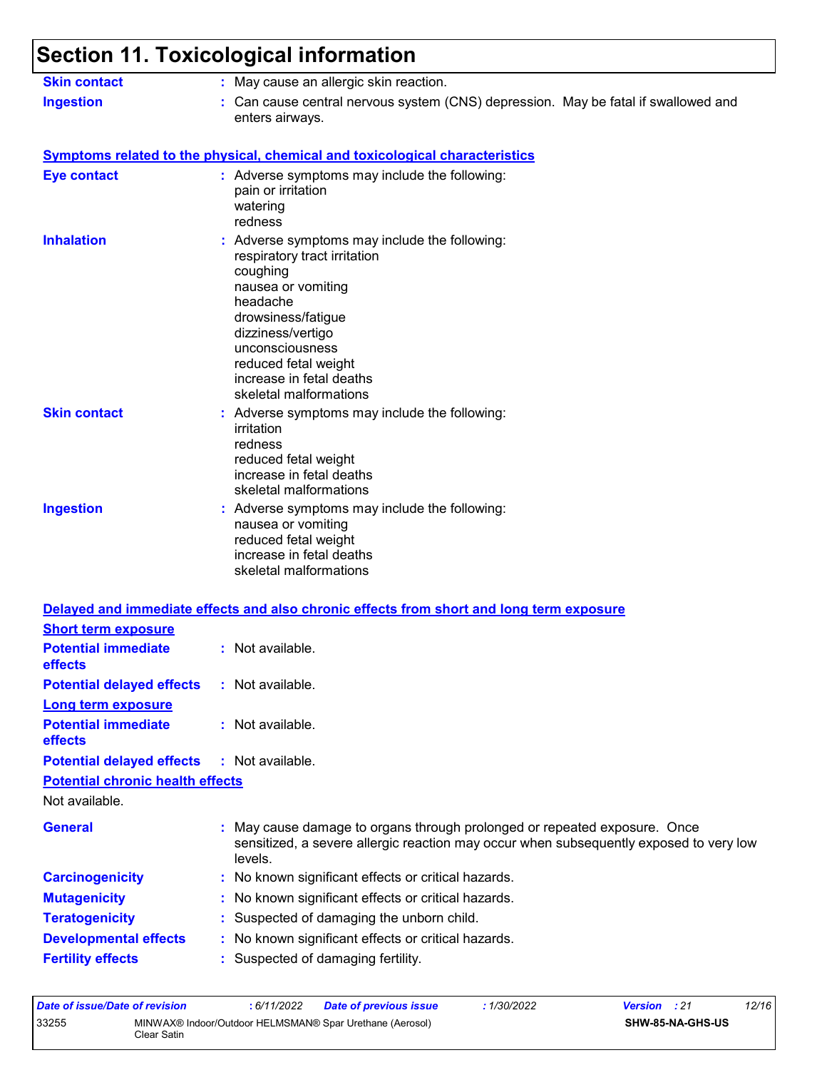# Section 11. Toxicological information

**Skin contact** : May cause an allergic skin reaction.

**Ingestion** : Can cause central nervous system (CNS) depression. May be fatal if swallowed and enters airways.

**Symptoms related to the physical, chemical and toxicological characteristics**

**Eye contact** : Adverse symptoms may include the following:
pain or irritation
watering
redness

**Inhalation** : Adverse symptoms may include the following:
respiratory tract irritation
coughing
nausea or vomiting
headache
drowsiness/fatigue
dizziness/vertigo
unconsciousness
reduced fetal weight
increase in fetal deaths
skeletal malformations

**Skin contact** : Adverse symptoms may include the following:
irritation
redness
reduced fetal weight
increase in fetal deaths
skeletal malformations

**Ingestion** : Adverse symptoms may include the following:
nausea or vomiting
reduced fetal weight
increase in fetal deaths
skeletal malformations

**Delayed and immediate effects and also chronic effects from short and long term exposure**

**Short term exposure**

**Potential immediate effects** : Not available.

**Potential delayed effects** : Not available.

**Long term exposure**

**Potential immediate effects** : Not available.

**Potential delayed effects** : Not available.

**Potential chronic health effects**

Not available.

**General** : May cause damage to organs through prolonged or repeated exposure. Once sensitized, a severe allergic reaction may occur when subsequently exposed to very low levels.

**Carcinogenicity** : No known significant effects or critical hazards.

**Mutagenicity** : No known significant effects or critical hazards.

**Teratogenicity** : Suspected of damaging the unborn child.

**Developmental effects** : No known significant effects or critical hazards.

**Fertility effects** : Suspected of damaging fertility.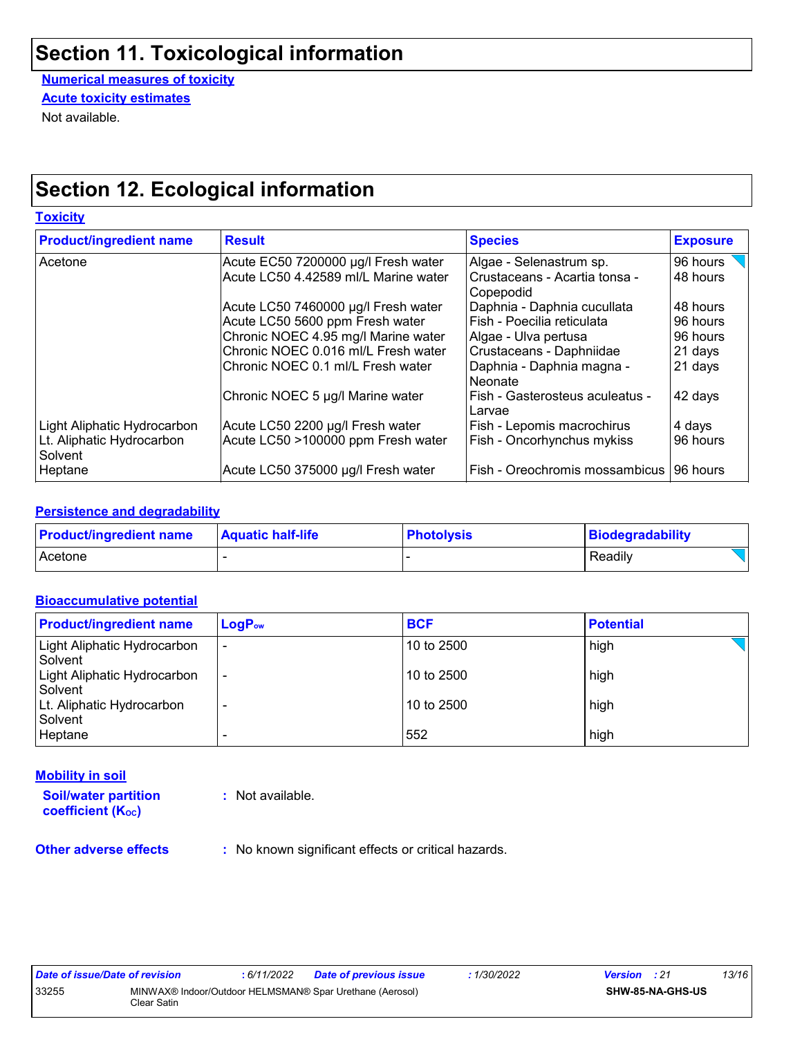## Section 11. Toxicological information

**Numerical measures of toxicity**

**Acute toxicity estimates**

Not available.

## Section 12. Ecological information

**Toxicity**

| Product/ingredient name | Result | Species | Exposure |
|---|---|---|---|
| Acetone | Acute EC50 7200000 µg/l Fresh water | Algae - Selenastrum sp. | 96 hours |
| | Acute LC50 4.42589 ml/L Marine water | Crustaceans - Acartia tonsa - Copepodid | 48 hours |
| | Acute LC50 7460000 µg/l Fresh water | Daphnia - Daphnia cucullata | 48 hours |
| | Acute LC50 5600 ppm Fresh water | Fish - Poecilia reticulata | 96 hours |
| | Chronic NOEC 4.95 mg/l Marine water | Algae - Ulva pertusa | 96 hours |
| | Chronic NOEC 0.016 ml/L Fresh water | Crustaceans - Daphniidae | 21 days |
| | Chronic NOEC 0.1 ml/L Fresh water | Daphnia - Daphnia magna - Neonate | 21 days |
| | Chronic NOEC 5 µg/l Marine water | Fish - Gasterosteus aculeatus - Larvae | 42 days |
| Light Aliphatic Hydrocarbon | Acute LC50 2200 µg/l Fresh water | Fish - Lepomis macrochirus | 4 days |
| Lt. Aliphatic Hydrocarbon Solvent | Acute LC50 >100000 ppm Fresh water | Fish - Oncorhynchus mykiss | 96 hours |
| Heptane | Acute LC50 375000 µg/l Fresh water | Fish - Oreochromis mossambicus | 96 hours |

**Persistence and degradability**

| Product/ingredient name | Aquatic half-life | Photolysis | Biodegradability |
|---|---|---|---|
| Acetone | - | - | Readily |

**Bioaccumulative potential**

| Product/ingredient name | $LogP_{ow}$ | BCF | Potential |
|---|---|---|---|
| Light Aliphatic Hydrocarbon Solvent | - | 10 to 2500 | high |
| Light Aliphatic Hydrocarbon Solvent | - | 10 to 2500 | high |
| Lt. Aliphatic Hydrocarbon Solvent | - | 10 to 2500 | high |
| Heptane | - | 552 | high |

**Mobility in soil**

**Soil/water partition coefficient ($K_{OC}$)** : Not available.

**Other adverse effects** : No known significant effects or critical hazards.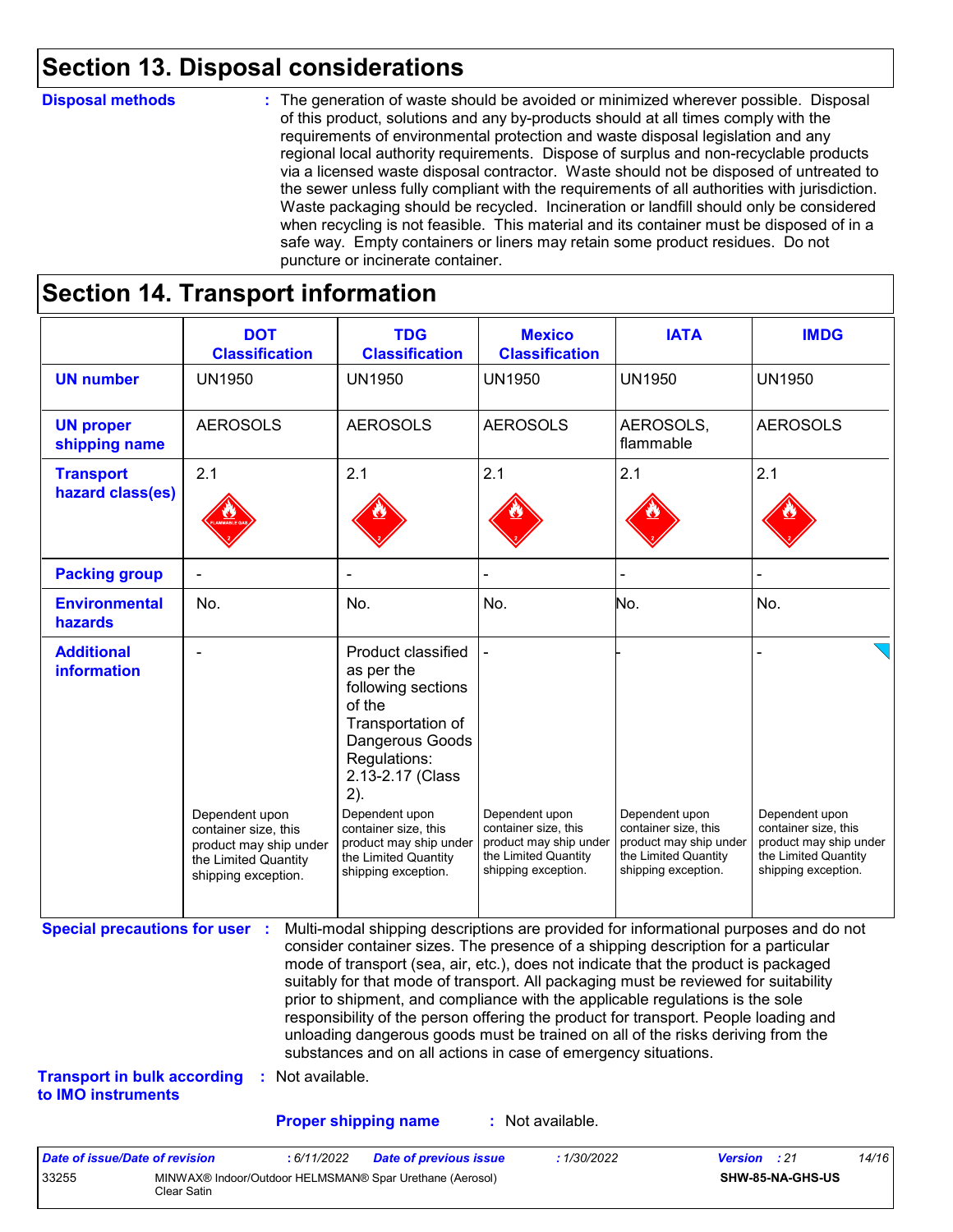## Section 13. Disposal considerations

**Disposal methods** : The generation of waste should be avoided or minimized wherever possible. Disposal of this product, solutions and any by-products should at all times comply with the requirements of environmental protection and waste disposal legislation and any regional local authority requirements. Dispose of surplus and non-recyclable products via a licensed waste disposal contractor. Waste should not be disposed of untreated to the sewer unless fully compliant with the requirements of all authorities with jurisdiction. Waste packaging should be recycled. Incineration or landfill should only be considered when recycling is not feasible. This material and its container must be disposed of in a safe way. Empty containers or liners may retain some product residues. Do not puncture or incinerate container.

## Section 14. Transport information

| | DOT Classification | TDG Classification | Mexico Classification | IATA | IMDG |
|---|---|---|---|---|---|
| **UN number** | UN1950 | UN1950 | UN1950 | UN1950 | UN1950 |
| **UN proper shipping name** | AEROSOLS | AEROSOLS | AEROSOLS | AEROSOLS, flammable | AEROSOLS |
| **Transport hazard class(es)** | 2.1 | 2.1 | 2.1 | 2.1 | 2.1 |
| **Packing group** | - | - | - | - | - |
| **Environmental hazards** | No. | No. | No. | No. | No. |
| **Additional information** | - Dependent upon container size, this product may ship under the Limited Quantity shipping exception. | Product classified as per the following sections of the Transportation of Dangerous Goods Regulations: 2.13-2.17 (Class 2). Dependent upon container size, this product may ship under the Limited Quantity shipping exception. | - Dependent upon container size, this product may ship under the Limited Quantity shipping exception. | - Dependent upon container size, this product may ship under the Limited Quantity shipping exception. | - Dependent upon container size, this product may ship under the Limited Quantity shipping exception. |

**Special precautions for user** : Multi-modal shipping descriptions are provided for informational purposes and do not consider container sizes. The presence of a shipping description for a particular mode of transport (sea, air, etc.), does not indicate that the product is packaged suitably for that mode of transport. All packaging must be reviewed for suitability prior to shipment, and compliance with the applicable regulations is the sole responsibility of the person offering the product for transport. People loading and unloading dangerous goods must be trained on all of the risks deriving from the substances and on all actions in case of emergency situations.

**Transport in bulk according to IMO instruments** : Not available.

**Proper shipping name** : Not available.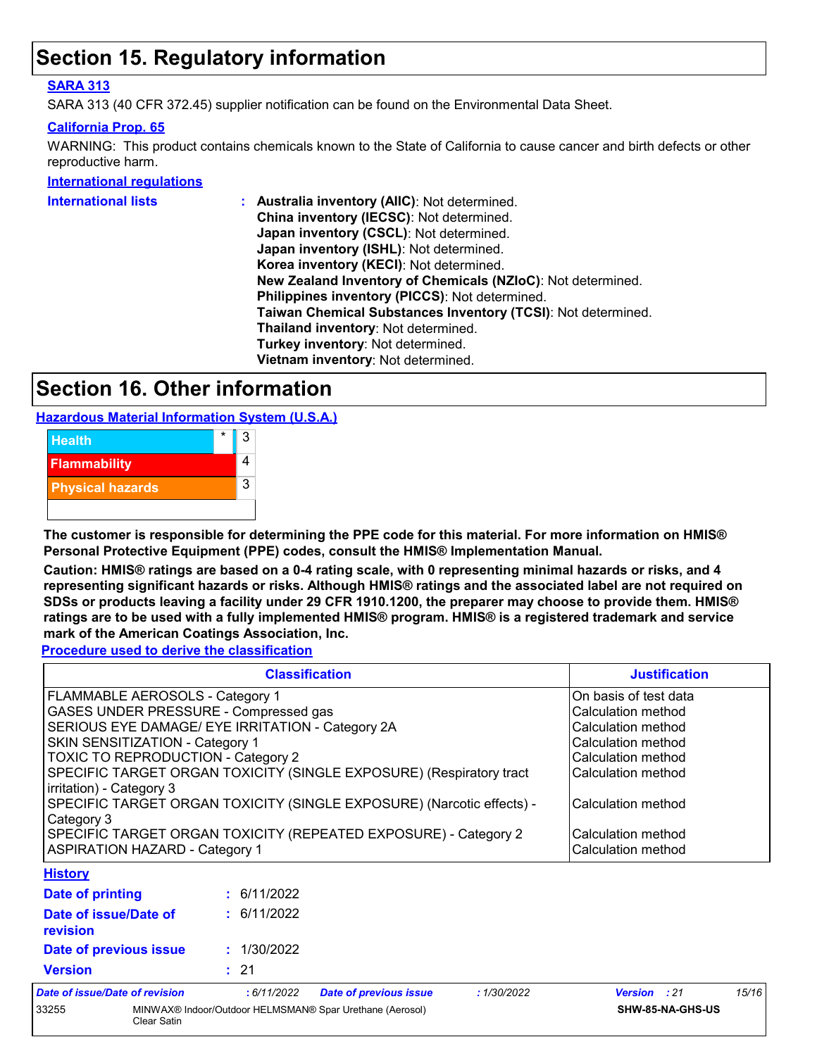## Section 15. Regulatory information

### SARA 313

SARA 313 (40 CFR 372.45) supplier notification can be found on the Environmental Data Sheet.

### California Prop. 65

WARNING: This product contains chemicals known to the State of California to cause cancer and birth defects or other reproductive harm.

### International regulations

**International lists** :
**Australia inventory (AIIC)**: Not determined.
**China inventory (IECSC)**: Not determined.
**Japan inventory (CSCL)**: Not determined.
**Japan inventory (ISHL)**: Not determined.
**Korea inventory (KECI)**: Not determined.
**New Zealand Inventory of Chemicals (NZIoC)**: Not determined.
**Philippines inventory (PICCS)**: Not determined.
**Taiwan Chemical Substances Inventory (TCSI)**: Not determined.
**Thailand inventory**: Not determined.
**Turkey inventory**: Not determined.
**Vietnam inventory**: Not determined.

## Section 16. Other information

### Hazardous Material Information System (U.S.A.)

| | | |
|---|---|---|
| Health | * | 3 |
| Flammability | | 4 |
| Physical hazards | | 3 |
| | | |

**The customer is responsible for determining the PPE code for this material. For more information on HMIS® Personal Protective Equipment (PPE) codes, consult the HMIS® Implementation Manual.**

**Caution: HMIS® ratings are based on a 0-4 rating scale, with 0 representing minimal hazards or risks, and 4 representing significant hazards or risks. Although HMIS® ratings and the associated label are not required on SDSs or products leaving a facility under 29 CFR 1910.1200, the preparer may choose to provide them. HMIS® ratings are to be used with a fully implemented HMIS® program. HMIS® is a registered trademark and service mark of the American Coatings Association, Inc.**

### Procedure used to derive the classification

| Classification | Justification |
|---|---|
| FLAMMABLE AEROSOLS - Category 1 | On basis of test data |
| GASES UNDER PRESSURE - Compressed gas | Calculation method |
| SERIOUS EYE DAMAGE/ EYE IRRITATION - Category 2A | Calculation method |
| SKIN SENSITIZATION - Category 1 | Calculation method |
| TOXIC TO REPRODUCTION - Category 2 | Calculation method |
| SPECIFIC TARGET ORGAN TOXICITY (SINGLE EXPOSURE) (Respiratory tract irritation) - Category 3 | Calculation method |
| SPECIFIC TARGET ORGAN TOXICITY (SINGLE EXPOSURE) (Narcotic effects) - Category 3 | Calculation method |
| SPECIFIC TARGET ORGAN TOXICITY (REPEATED EXPOSURE) - Category 2 | Calculation method |
| ASPIRATION HAZARD - Category 1 | Calculation method |

### History

**Date of printing** : 6/11/2022

**Date of issue/Date of revision** : 6/11/2022

**Date of previous issue** : 1/30/2022

**Version** : 21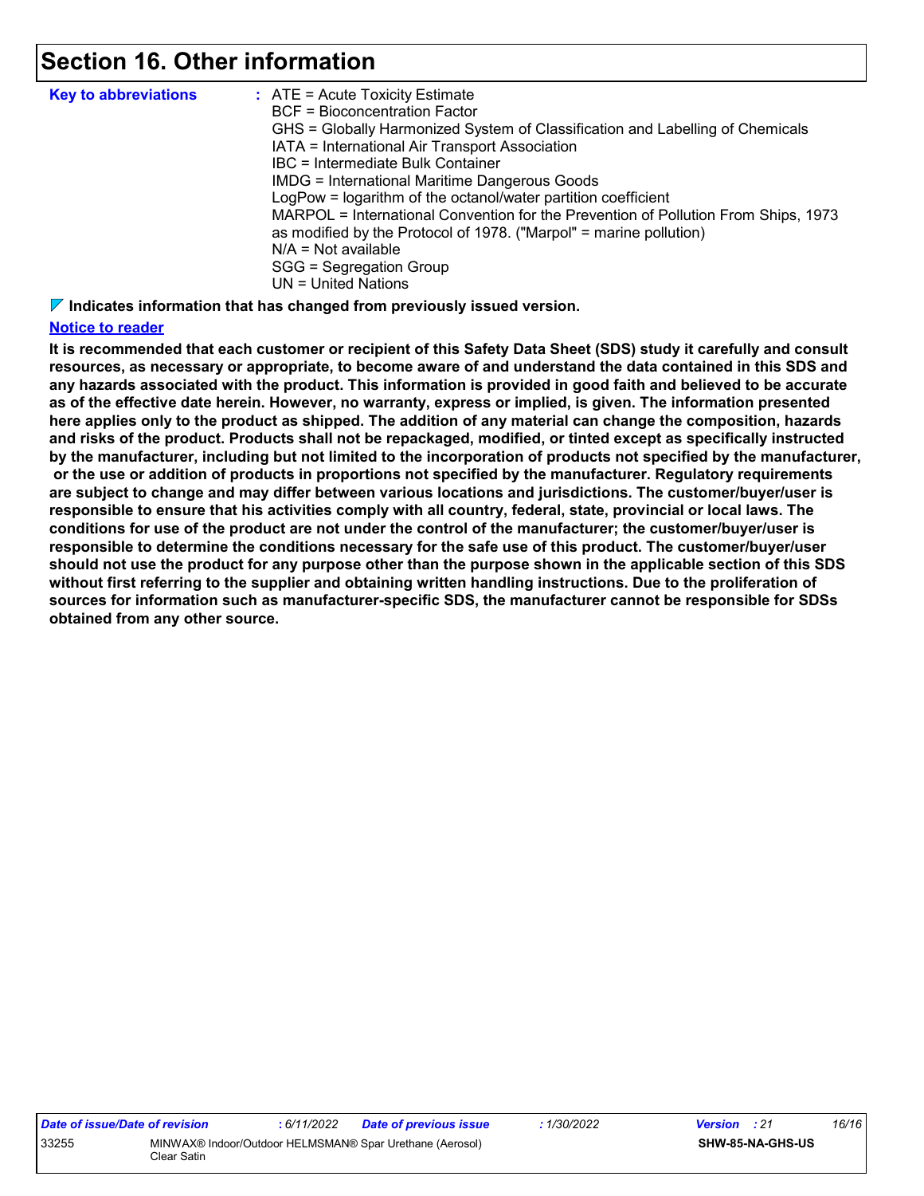# Section 16. Other information

**Key to abbreviations** : ATE = Acute Toxicity Estimate
BCF = Bioconcentration Factor
GHS = Globally Harmonized System of Classification and Labelling of Chemicals
IATA = International Air Transport Association
IBC = Intermediate Bulk Container
IMDG = International Maritime Dangerous Goods
LogPow = logarithm of the octanol/water partition coefficient
MARPOL = International Convention for the Prevention of Pollution From Ships, 1973 as modified by the Protocol of 1978. ("Marpol" = marine pollution)
N/A = Not available
SGG = Segregation Group
UN = United Nations

**Indicates information that has changed from previously issued version.**

**Notice to reader**

**It is recommended that each customer or recipient of this Safety Data Sheet (SDS) study it carefully and consult resources, as necessary or appropriate, to become aware of and understand the data contained in this SDS and any hazards associated with the product. This information is provided in good faith and believed to be accurate as of the effective date herein. However, no warranty, express or implied, is given. The information presented here applies only to the product as shipped. The addition of any material can change the composition, hazards and risks of the product. Products shall not be repackaged, modified, or tinted except as specifically instructed by the manufacturer, including but not limited to the incorporation of products not specified by the manufacturer, or the use or addition of products in proportions not specified by the manufacturer. Regulatory requirements are subject to change and may differ between various locations and jurisdictions. The customer/buyer/user is responsible to ensure that his activities comply with all country, federal, state, provincial or local laws. The conditions for use of the product are not under the control of the manufacturer; the customer/buyer/user is responsible to determine the conditions necessary for the safe use of this product. The customer/buyer/user should not use the product for any purpose other than the purpose shown in the applicable section of this SDS without first referring to the supplier and obtaining written handling instructions. Due to the proliferation of sources for information such as manufacturer-specific SDS, the manufacturer cannot be responsible for SDSs obtained from any other source.**